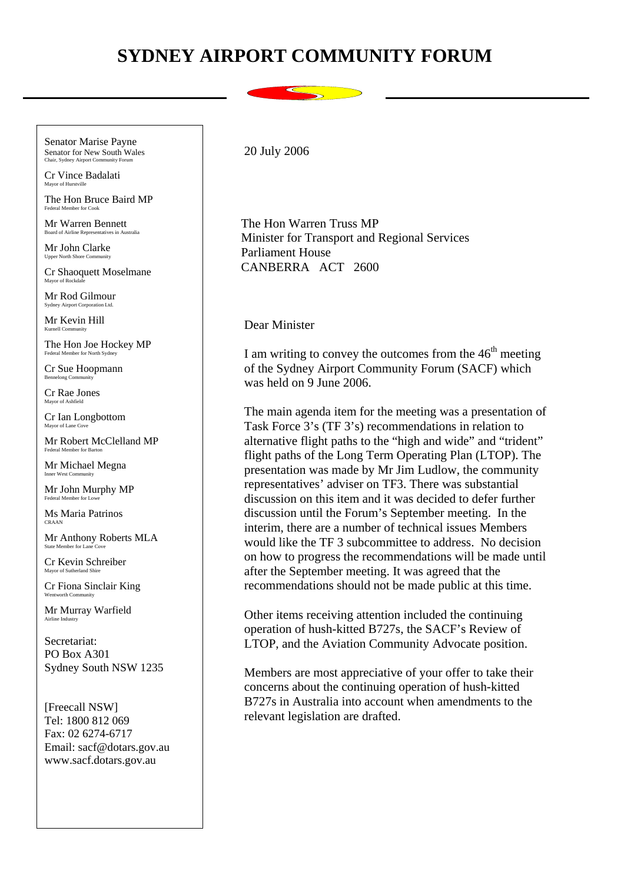# SYDNEY AIRPORT COMMUNITY FORUM

Senator Marise Payne
Senator for New South Wales
Chair, Sydney Airport Community Forum

Cr Vince Badalati
Mayor of Hurstville

The Hon Bruce Baird MP
Federal Member for Cook

Mr Warren Bennett
Board of Airline Representatives in Australia

Mr John Clarke
Upper North Shore Community

Cr Shaoquett Moselmane
Mayor of Rockdale

Mr Rod Gilmour
Sydney Airport Corporation Ltd.

Mr Kevin Hill
Kurnell Community

The Hon Joe Hockey MP
Federal Member for North Sydney

Cr Sue Hoopmann
Bennelong Community

Cr Rae Jones
Mayor of Ashfield

Cr Ian Longbottom
Mayor of Lane Cove

Mr Robert McClelland MP
Federal Member for Barton

Mr Michael Megna
Inner West Community

Mr John Murphy MP
Federal Member for Lowe

Ms Maria Patrinos
CRAAN

Mr Anthony Roberts MLA
State Member for Lane Cove

Cr Kevin Schreiber
Mayor of Sutherland Shire

Cr Fiona Sinclair King
Wentworth Community

Mr Murray Warfield
Airline Industry

Secretariat:
PO Box A301
Sydney South NSW 1235

[Freecall NSW]
Tel: 1800 812 069
Fax: 02 6274-6717
Email: sacf@dotars.gov.au
www.sacf.dotars.gov.au

20 July 2006

The Hon Warren Truss MP
Minister for Transport and Regional Services
Parliament House
CANBERRA ACT 2600

Dear Minister

I am writing to convey the outcomes from the 46th meeting of the Sydney Airport Community Forum (SACF) which was held on 9 June 2006.

The main agenda item for the meeting was a presentation of Task Force 3's (TF 3's) recommendations in relation to alternative flight paths to the "high and wide" and "trident" flight paths of the Long Term Operating Plan (LTOP). The presentation was made by Mr Jim Ludlow, the community representatives' adviser on TF3. There was substantial discussion on this item and it was decided to defer further discussion until the Forum's September meeting. In the interim, there are a number of technical issues Members would like the TF 3 subcommittee to address. No decision on how to progress the recommendations will be made until after the September meeting. It was agreed that the recommendations should not be made public at this time.

Other items receiving attention included the continuing operation of hush-kitted B727s, the SACF's Review of LTOP, and the Aviation Community Advocate position.

Members are most appreciative of your offer to take their concerns about the continuing operation of hush-kitted B727s in Australia into account when amendments to the relevant legislation are drafted.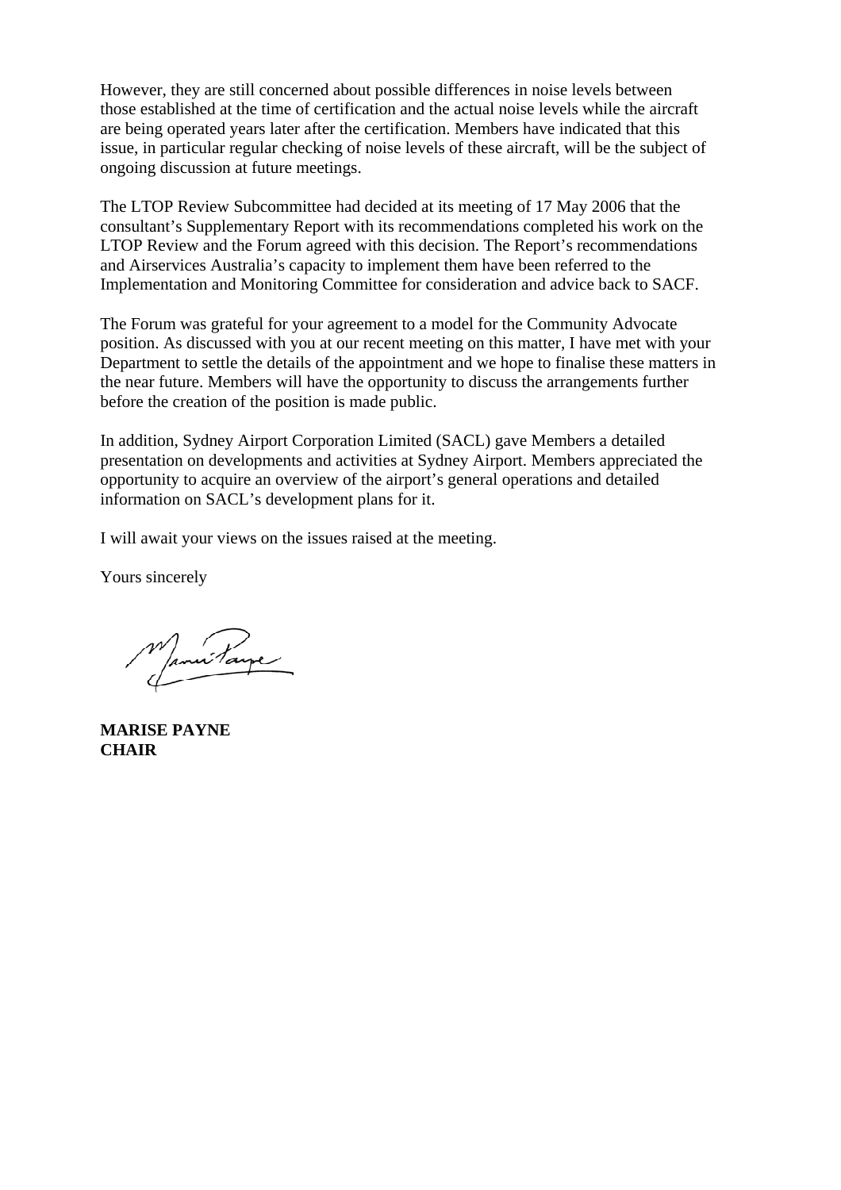However, they are still concerned about possible differences in noise levels between those established at the time of certification and the actual noise levels while the aircraft are being operated years later after the certification. Members have indicated that this issue, in particular regular checking of noise levels of these aircraft, will be the subject of ongoing discussion at future meetings.

The LTOP Review Subcommittee had decided at its meeting of 17 May 2006 that the consultant's Supplementary Report with its recommendations completed his work on the LTOP Review and the Forum agreed with this decision. The Report's recommendations and Airservices Australia's capacity to implement them have been referred to the Implementation and Monitoring Committee for consideration and advice back to SACF.

The Forum was grateful for your agreement to a model for the Community Advocate position. As discussed with you at our recent meeting on this matter, I have met with your Department to settle the details of the appointment and we hope to finalise these matters in the near future. Members will have the opportunity to discuss the arrangements further before the creation of the position is made public.

In addition, Sydney Airport Corporation Limited (SACL) gave Members a detailed presentation on developments and activities at Sydney Airport. Members appreciated the opportunity to acquire an overview of the airport's general operations and detailed information on SACL's development plans for it.

I will await your views on the issues raised at the meeting.

Yours sincerely

**MARISE PAYNE**
**CHAIR**